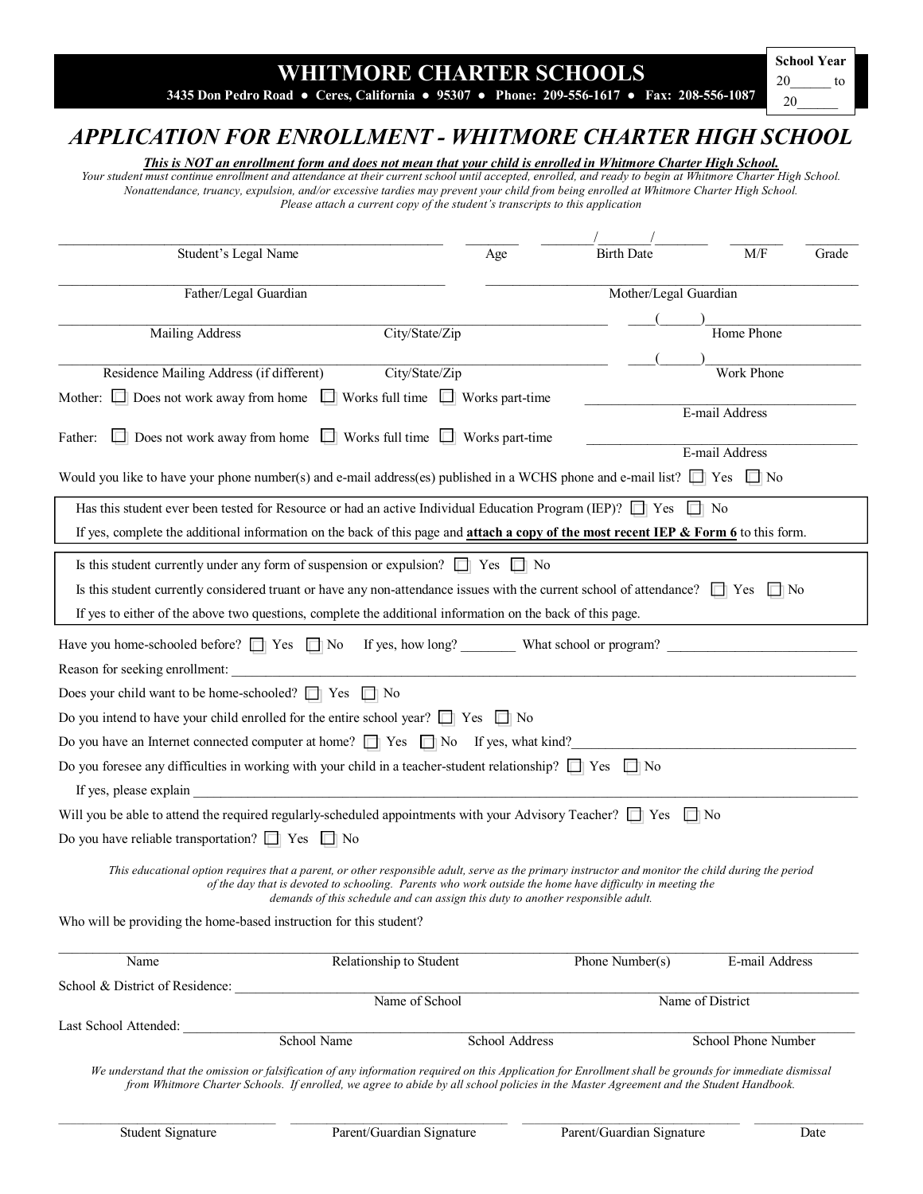# WHITMORE CHARTER SCHOOLS

**3435 Don Pedro Road ● Ceres, California ● 95307 ● Phone: 209-556-1617 ● Fax: 208-556-1087**

**School Year**
20\_\_\_\_\_\_ to
20\_\_\_\_\_\_

## *APPLICATION FOR ENROLLMENT - WHITMORE CHARTER HIGH SCHOOL*

***This is NOT an enrollment form and does not mean that your child is enrolled in Whitmore Charter High School.***

*Your student must continue enrollment and attendance at their current school until accepted, enrolled, and ready to begin at Whitmore Charter High School. Nonattendance, truancy, expulsion, and/or excessive tardies may prevent your child from being enrolled at Whitmore Charter High School. Please attach a current copy of the student's transcripts to this application*

\_\_\_\_\_\_\_\_\_\_\_\_\_\_\_\_\_\_\_\_\_\_\_\_\_\_\_\_\_\_ \_\_\_\_\_\_\_\_ \_\_\_\_\_\_/\_\_\_\_\_\_/\_\_\_\_\_\_ \_\_\_\_\_\_ \_\_\_\_\_\_
Student's Legal Name | Age | Birth Date | M/F | Grade

\_\_\_\_\_\_\_\_\_\_\_\_\_\_\_\_\_\_\_\_\_\_\_\_\_\_\_\_\_\_ \_\_\_\_\_\_\_\_\_\_\_\_\_\_\_\_\_\_\_\_\_\_\_\_\_\_\_\_\_\_
Father/Legal Guardian | Mother/Legal Guardian

\_\_\_\_\_\_\_\_\_\_\_\_\_\_\_\_\_\_\_\_\_\_\_\_\_\_\_\_\_\_ \_\_\_\_(\_\_\_\_\_\_)\_\_\_\_\_\_\_\_\_\_\_\_
Mailing Address | City/State/Zip | Home Phone

\_\_\_\_\_\_\_\_\_\_\_\_\_\_\_\_\_\_\_\_\_\_\_\_\_\_\_\_\_\_ \_\_\_\_(\_\_\_\_\_\_)\_\_\_\_\_\_\_\_\_\_\_\_
Residence Mailing Address (if different) | City/State/Zip | Work Phone

Mother: ☐ Does not work away from home ☐ Works full time ☐ Works part-time \_\_\_\_\_\_\_\_\_\_\_\_\_\_\_\_\_\_\_\_
E-mail Address

Father: ☐ Does not work away from home ☐ Works full time ☐ Works part-time \_\_\_\_\_\_\_\_\_\_\_\_\_\_\_\_\_\_\_\_
E-mail Address

Would you like to have your phone number(s) and e-mail address(es) published in a WCHS phone and e-mail list? ☐ Yes ☐ No

Has this student ever been tested for Resource or had an active Individual Education Program (IEP)? ☐ Yes ☐ No

If yes, complete the additional information on the back of this page and **attach a copy of the most recent IEP & Form 6** to this form.

Is this student currently under any form of suspension or expulsion? ☐ Yes ☐ No

Is this student currently considered truant or have any non-attendance issues with the current school of attendance? ☐ Yes ☐ No

If yes to either of the above two questions, complete the additional information on the back of this page.

Have you home-schooled before? ☐ Yes ☐ No If yes, how long? \_\_\_\_\_\_\_\_ What school or program? \_\_\_\_\_\_\_\_\_\_\_\_\_\_\_\_\_\_\_\_

Reason for seeking enrollment: \_\_\_\_\_\_\_\_\_\_\_\_\_\_\_\_\_\_\_\_\_\_\_\_\_\_\_\_\_\_\_\_\_\_\_\_\_\_\_\_

Does your child want to be home-schooled? ☐ Yes ☐ No

Do you intend to have your child enrolled for the entire school year? ☐ Yes ☐ No

Do you have an Internet connected computer at home? ☐ Yes ☐ No If yes, what kind?\_\_\_\_\_\_\_\_\_\_\_\_\_\_\_\_\_\_\_\_

Do you foresee any difficulties in working with your child in a teacher-student relationship? ☐ Yes ☐ No

If yes, please explain \_\_\_\_\_\_\_\_\_\_\_\_\_\_\_\_\_\_\_\_\_\_\_\_\_\_\_\_\_\_\_\_\_\_\_\_\_\_\_\_

Will you be able to attend the required regularly-scheduled appointments with your Advisory Teacher? ☐ Yes ☐ No

Do you have reliable transportation? ☐ Yes ☐ No

*This educational option requires that a parent, or other responsible adult, serve as the primary instructor and monitor the child during the period of the day that is devoted to schooling. Parents who work outside the home have difficulty in meeting the demands of this schedule and can assign this duty to another responsible adult.*

Who will be providing the home-based instruction for this student?

\_\_\_\_\_\_\_\_\_\_\_\_\_\_\_\_\_\_\_\_\_\_\_\_\_\_\_\_\_\_\_\_\_\_\_\_\_\_\_\_\_\_\_\_\_\_\_\_\_\_\_\_\_\_\_\_
Name | Relationship to Student | Phone Number(s) | E-mail Address

School & District of Residence: \_\_\_\_\_\_\_\_\_\_\_\_\_\_\_\_\_\_\_\_\_\_\_\_\_\_\_\_\_\_\_\_\_\_\_\_\_\_\_\_
Name of School | Name of District

Last School Attended: \_\_\_\_\_\_\_\_\_\_\_\_\_\_\_\_\_\_\_\_\_\_\_\_\_\_\_\_\_\_\_\_\_\_\_\_\_\_\_\_
School Name | School Address | School Phone Number

*We understand that the omission or falsification of any information required on this Application for Enrollment shall be grounds for immediate dismissal from Whitmore Charter Schools. If enrolled, we agree to abide by all school policies in the Master Agreement and the Student Handbook.*

\_\_\_\_\_\_\_\_\_\_\_\_\_\_\_\_ \_\_\_\_\_\_\_\_\_\_\_\_\_\_\_\_ \_\_\_\_\_\_\_\_\_\_\_\_\_\_\_\_ \_\_\_\_\_\_\_\_
Student Signature | Parent/Guardian Signature | Parent/Guardian Signature | Date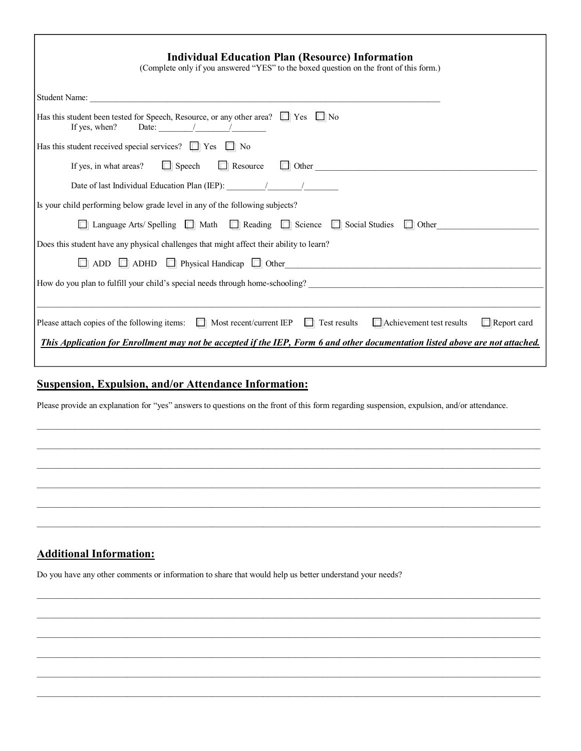## Individual Education Plan (Resource) Information

(Complete only if you answered "YES" to the boxed question on the front of this form.)

Student Name: ______________________________________________________________________________

Has this student been tested for Speech, Resource, or any other area? ☐ Yes ☐ No
If yes, when? Date: ________/________/________

Has this student received special services? ☐ Yes ☐ No

If yes, in what areas? ☐ Speech ☐ Resource ☐ Other ____________________________________________________

Date of last Individual Education Plan (IEP): _________/________/________

Is your child performing below grade level in any of the following subjects?

☐ Language Arts/ Spelling ☐ Math ☐ Reading ☐ Science ☐ Social Studies ☐ Other_______________________

Does this student have any physical challenges that might affect their ability to learn?

☐ ADD ☐ ADHD ☐ Physical Handicap ☐ Other______________________________________________________________

How do you plan to fulfill your child's special needs through home-schooling? ________________________________________________________

_____________________________________________________________________________________________________________

Please attach copies of the following items: ☐ Most recent/current IEP ☐ Test results ☐ Achievement test results ☐ Report card

***This Application for Enrollment may not be accepted if the IEP, Form 6 and other documentation listed above are not attached.***

## Suspension, Expulsion, and/or Attendance Information:

Please provide an explanation for "yes" answers to questions on the front of this form regarding suspension, expulsion, and/or attendance.

_____________________________________________________________________________________________________________

_____________________________________________________________________________________________________________

_____________________________________________________________________________________________________________

_____________________________________________________________________________________________________________

_____________________________________________________________________________________________________________

_____________________________________________________________________________________________________________

## Additional Information:

Do you have any other comments or information to share that would help us better understand your needs?

_____________________________________________________________________________________________________________

_____________________________________________________________________________________________________________

_____________________________________________________________________________________________________________

_____________________________________________________________________________________________________________

_____________________________________________________________________________________________________________

_____________________________________________________________________________________________________________